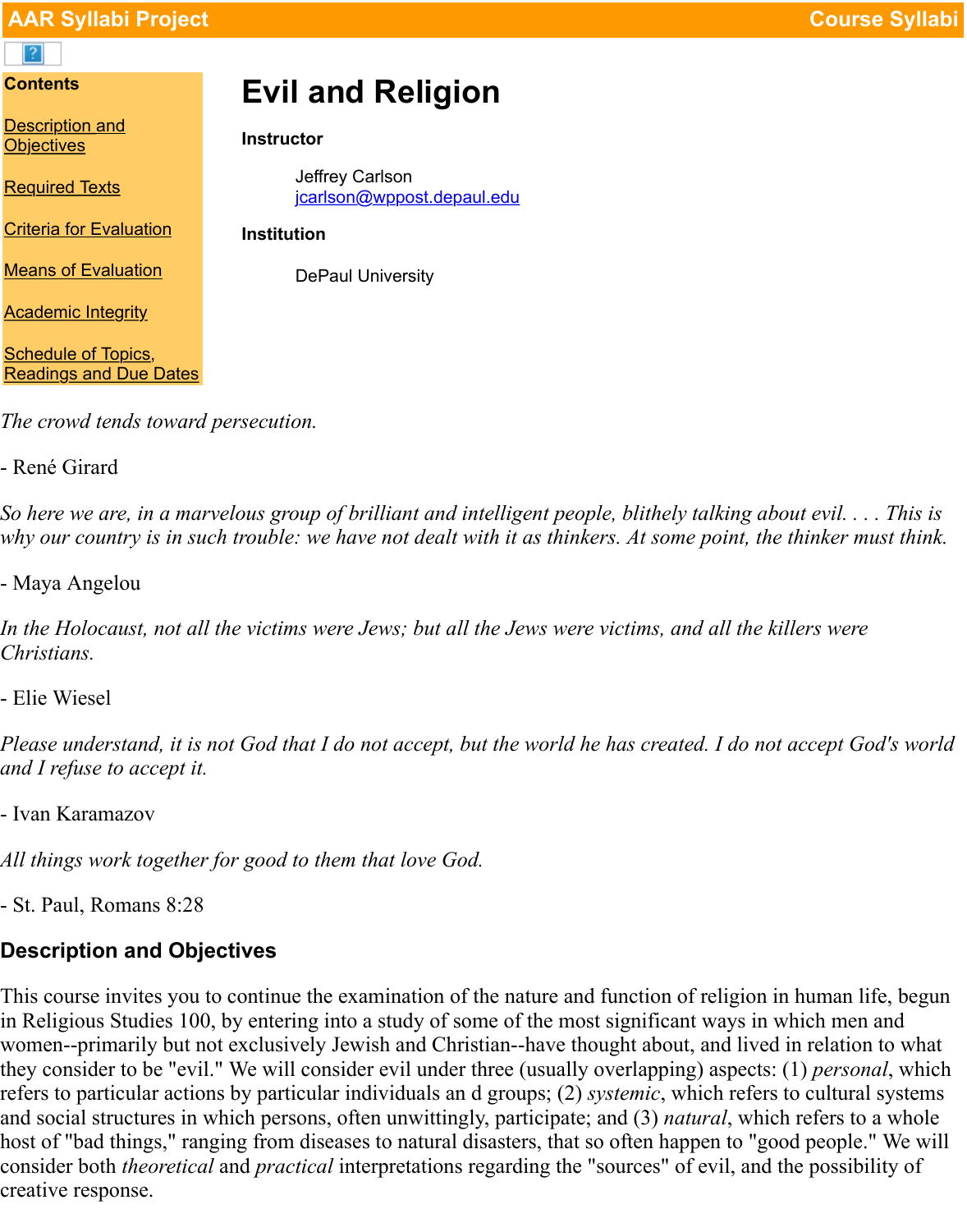# Evil and Religion

**Instructor**

Jeffrey Carlson
jcarlson@wppost.depaul.edu

**Institution**

DePaul University

**Contents**

- Description and Objectives
- Required Texts
- Criteria for Evaluation
- Means of Evaluation
- Academic Integrity
- Schedule of Topics, Readings and Due Dates

*The crowd tends toward persecution.*

- René Girard

*So here we are, in a marvelous group of brilliant and intelligent people, blithely talking about evil. . . . This is why our country is in such trouble: we have not dealt with it as thinkers. At some point, the thinker must think.*

- Maya Angelou

*In the Holocaust, not all the victims were Jews; but all the Jews were victims, and all the killers were Christians.*

- Elie Wiesel

*Please understand, it is not God that I do not accept, but the world he has created. I do not accept God's world and I refuse to accept it.*

- Ivan Karamazov

*All things work together for good to them that love God.*

- St. Paul, Romans 8:28

## Description and Objectives

This course invites you to continue the examination of the nature and function of religion in human life, begun in Religious Studies 100, by entering into a study of some of the most significant ways in which men and women--primarily but not exclusively Jewish and Christian--have thought about, and lived in relation to what they consider to be "evil." We will consider evil under three (usually overlapping) aspects: (1) *personal*, which refers to particular actions by particular individuals an d groups; (2) *systemic*, which refers to cultural systems and social structures in which persons, often unwittingly, participate; and (3) *natural*, which refers to a whole host of "bad things," ranging from diseases to natural disasters, that so often happen to "good people." We will consider both *theoretical* and *practical* interpretations regarding the "sources" of evil, and the possibility of creative response.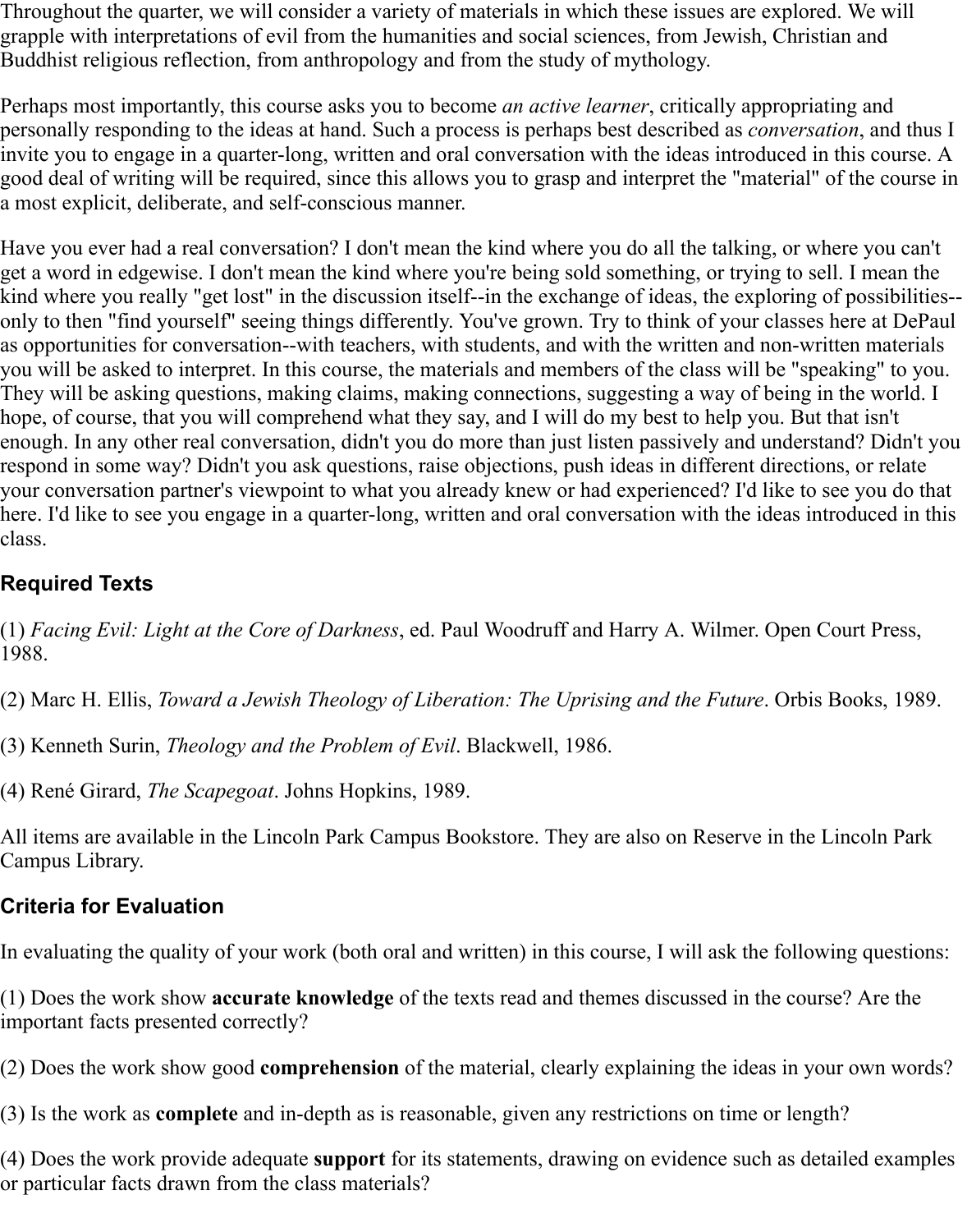Throughout the quarter, we will consider a variety of materials in which these issues are explored. We will grapple with interpretations of evil from the humanities and social sciences, from Jewish, Christian and Buddhist religious reflection, from anthropology and from the study of mythology.

Perhaps most importantly, this course asks you to become *an active learner*, critically appropriating and personally responding to the ideas at hand. Such a process is perhaps best described as *conversation*, and thus I invite you to engage in a quarter-long, written and oral conversation with the ideas introduced in this course. A good deal of writing will be required, since this allows you to grasp and interpret the "material" of the course in a most explicit, deliberate, and self-conscious manner.

Have you ever had a real conversation? I don't mean the kind where you do all the talking, or where you can't get a word in edgewise. I don't mean the kind where you're being sold something, or trying to sell. I mean the kind where you really "get lost" in the discussion itself--in the exchange of ideas, the exploring of possibilities--only to then "find yourself" seeing things differently. You've grown. Try to think of your classes here at DePaul as opportunities for conversation--with teachers, with students, and with the written and non-written materials you will be asked to interpret. In this course, the materials and members of the class will be "speaking" to you. They will be asking questions, making claims, making connections, suggesting a way of being in the world. I hope, of course, that you will comprehend what they say, and I will do my best to help you. But that isn't enough. In any other real conversation, didn't you do more than just listen passively and understand? Didn't you respond in some way? Didn't you ask questions, raise objections, push ideas in different directions, or relate your conversation partner's viewpoint to what you already knew or had experienced? I'd like to see you do that here. I'd like to see you engage in a quarter-long, written and oral conversation with the ideas introduced in this class.

## Required Texts

(1) *Facing Evil: Light at the Core of Darkness*, ed. Paul Woodruff and Harry A. Wilmer. Open Court Press, 1988.

(2) Marc H. Ellis, *Toward a Jewish Theology of Liberation: The Uprising and the Future*. Orbis Books, 1989.

(3) Kenneth Surin, *Theology and the Problem of Evil*. Blackwell, 1986.

(4) René Girard, *The Scapegoat*. Johns Hopkins, 1989.

All items are available in the Lincoln Park Campus Bookstore. They are also on Reserve in the Lincoln Park Campus Library.

## Criteria for Evaluation

In evaluating the quality of your work (both oral and written) in this course, I will ask the following questions:

(1) Does the work show **accurate knowledge** of the texts read and themes discussed in the course? Are the important facts presented correctly?

(2) Does the work show good **comprehension** of the material, clearly explaining the ideas in your own words?

(3) Is the work as **complete** and in-depth as is reasonable, given any restrictions on time or length?

(4) Does the work provide adequate **support** for its statements, drawing on evidence such as detailed examples or particular facts drawn from the class materials?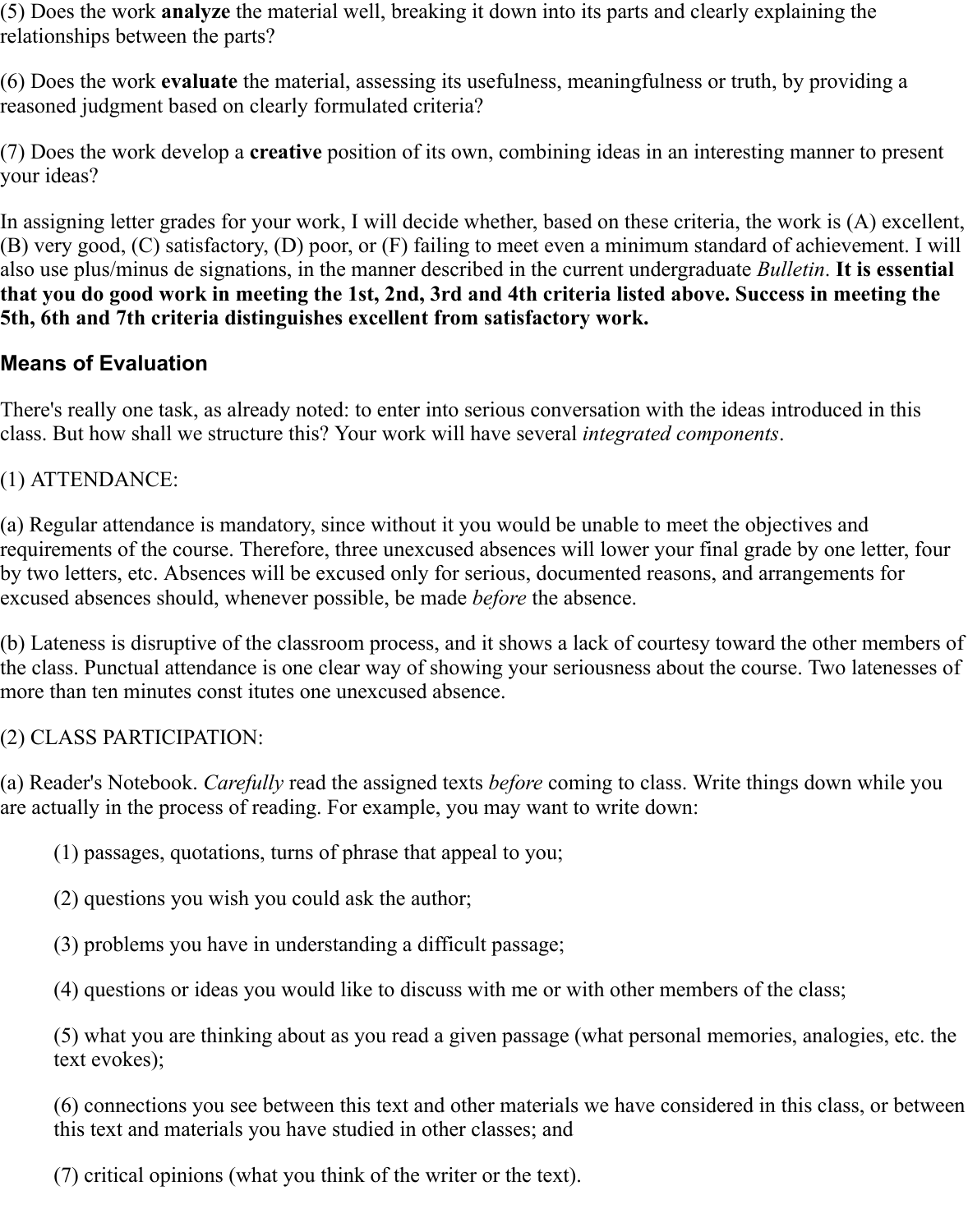(5) Does the work **analyze** the material well, breaking it down into its parts and clearly explaining the relationships between the parts?

(6) Does the work **evaluate** the material, assessing its usefulness, meaningfulness or truth, by providing a reasoned judgment based on clearly formulated criteria?

(7) Does the work develop a **creative** position of its own, combining ideas in an interesting manner to present your ideas?

In assigning letter grades for your work, I will decide whether, based on these criteria, the work is (A) excellent, (B) very good, (C) satisfactory, (D) poor, or (F) failing to meet even a minimum standard of achievement. I will also use plus/minus de signations, in the manner described in the current undergraduate *Bulletin*. **It is essential that you do good work in meeting the 1st, 2nd, 3rd and 4th criteria listed above. Success in meeting the 5th, 6th and 7th criteria distinguishes excellent from satisfactory work.**

### Means of Evaluation

There's really one task, as already noted: to enter into serious conversation with the ideas introduced in this class. But how shall we structure this? Your work will have several *integrated components*.

(1) ATTENDANCE:

(a) Regular attendance is mandatory, since without it you would be unable to meet the objectives and requirements of the course. Therefore, three unexcused absences will lower your final grade by one letter, four by two letters, etc. Absences will be excused only for serious, documented reasons, and arrangements for excused absences should, whenever possible, be made *before* the absence.

(b) Lateness is disruptive of the classroom process, and it shows a lack of courtesy toward the other members of the class. Punctual attendance is one clear way of showing your seriousness about the course. Two latenesses of more than ten minutes const itutes one unexcused absence.

(2) CLASS PARTICIPATION:

(a) Reader's Notebook. *Carefully* read the assigned texts *before* coming to class. Write things down while you are actually in the process of reading. For example, you may want to write down:

> (1) passages, quotations, turns of phrase that appeal to you;
>
> (2) questions you wish you could ask the author;
>
> (3) problems you have in understanding a difficult passage;
>
> (4) questions or ideas you would like to discuss with me or with other members of the class;
>
> (5) what you are thinking about as you read a given passage (what personal memories, analogies, etc. the text evokes);
>
> (6) connections you see between this text and other materials we have considered in this class, or between this text and materials you have studied in other classes; and
>
> (7) critical opinions (what you think of the writer or the text).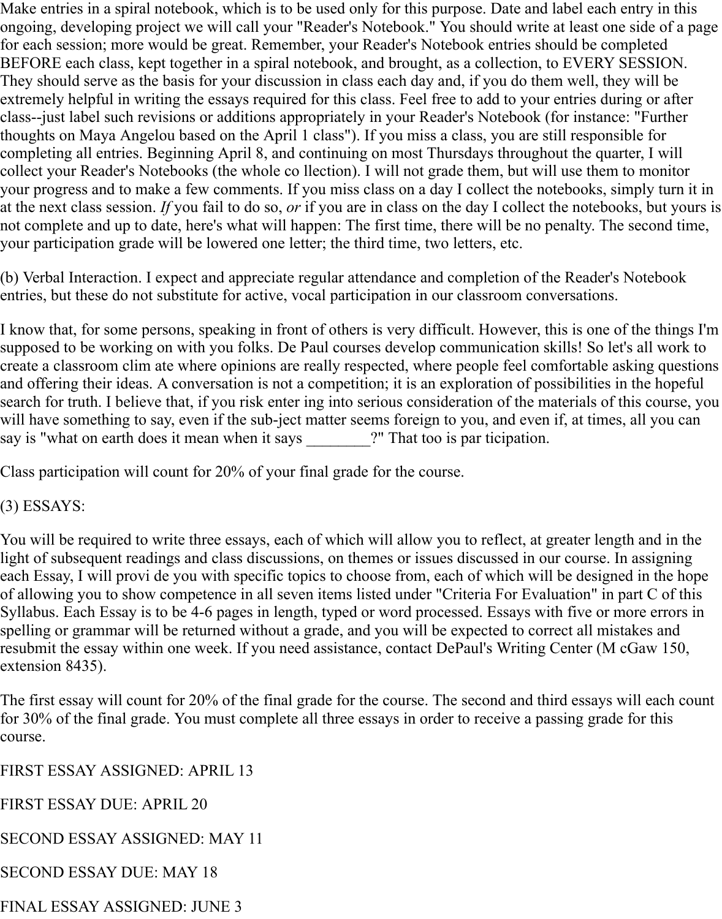Make entries in a spiral notebook, which is to be used only for this purpose. Date and label each entry in this ongoing, developing project we will call your "Reader's Notebook." You should write at least one side of a page for each session; more would be great. Remember, your Reader's Notebook entries should be completed BEFORE each class, kept together in a spiral notebook, and brought, as a collection, to EVERY SESSION. They should serve as the basis for your discussion in class each day and, if you do them well, they will be extremely helpful in writing the essays required for this class. Feel free to add to your entries during or after class--just label such revisions or additions appropriately in your Reader's Notebook (for instance: "Further thoughts on Maya Angelou based on the April 1 class"). If you miss a class, you are still responsible for completing all entries. Beginning April 8, and continuing on most Thursdays throughout the quarter, I will collect your Reader's Notebooks (the whole co llection). I will not grade them, but will use them to monitor your progress and to make a few comments. If you miss class on a day I collect the notebooks, simply turn it in at the next class session. *If* you fail to do so, *or* if you are in class on the day I collect the notebooks, but yours is not complete and up to date, here's what will happen: The first time, there will be no penalty. The second time, your participation grade will be lowered one letter; the third time, two letters, etc.

(b) Verbal Interaction. I expect and appreciate regular attendance and completion of the Reader's Notebook entries, but these do not substitute for active, vocal participation in our classroom conversations.

I know that, for some persons, speaking in front of others is very difficult. However, this is one of the things I'm supposed to be working on with you folks. De Paul courses develop communication skills! So let's all work to create a classroom clim ate where opinions are really respected, where people feel comfortable asking questions and offering their ideas. A conversation is not a competition; it is an exploration of possibilities in the hopeful search for truth. I believe that, if you risk enter ing into serious consideration of the materials of this course, you will have something to say, even if the sub-ject matter seems foreign to you, and even if, at times, all you can say is "what on earth does it mean when it says ________?" That too is par ticipation.

Class participation will count for 20% of your final grade for the course.

(3) ESSAYS:

You will be required to write three essays, each of which will allow you to reflect, at greater length and in the light of subsequent readings and class discussions, on themes or issues discussed in our course. In assigning each Essay, I will provi de you with specific topics to choose from, each of which will be designed in the hope of allowing you to show competence in all seven items listed under "Criteria For Evaluation" in part C of this Syllabus. Each Essay is to be 4-6 pages in length, typed or word processed. Essays with five or more errors in spelling or grammar will be returned without a grade, and you will be expected to correct all mistakes and resubmit the essay within one week. If you need assistance, contact DePaul's Writing Center (M cGaw 150, extension 8435).

The first essay will count for 20% of the final grade for the course. The second and third essays will each count for 30% of the final grade. You must complete all three essays in order to receive a passing grade for this course.

FIRST ESSAY ASSIGNED: APRIL 13

FIRST ESSAY DUE: APRIL 20

SECOND ESSAY ASSIGNED: MAY 11

SECOND ESSAY DUE: MAY 18

FINAL ESSAY ASSIGNED: JUNE 3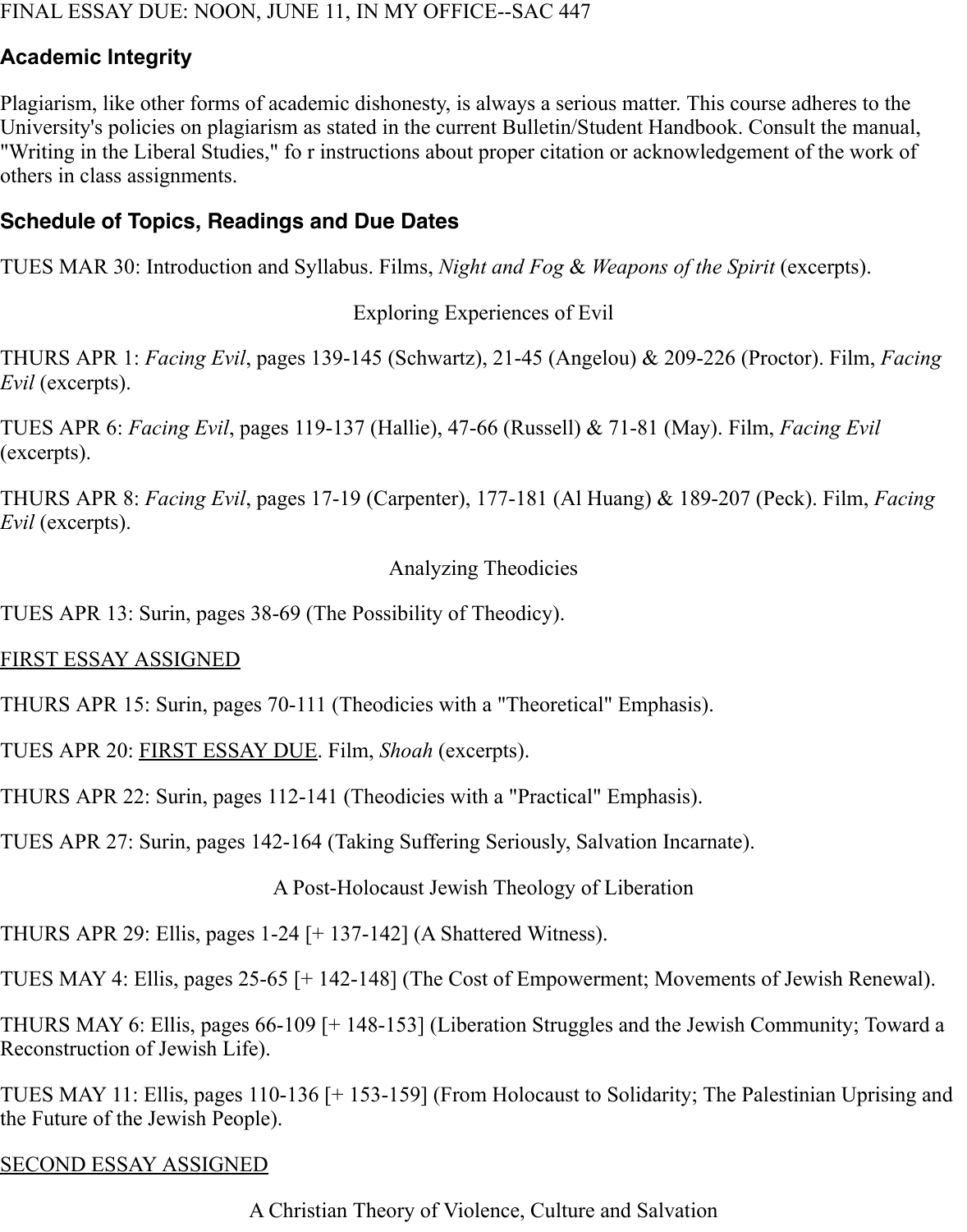FINAL ESSAY DUE: NOON, JUNE 11, IN MY OFFICE--SAC 447

## Academic Integrity

Plagiarism, like other forms of academic dishonesty, is always a serious matter. This course adheres to the University's policies on plagiarism as stated in the current Bulletin/Student Handbook. Consult the manual, "Writing in the Liberal Studies," fo r instructions about proper citation or acknowledgement of the work of others in class assignments.

## Schedule of Topics, Readings and Due Dates

TUES MAR 30: Introduction and Syllabus. Films, *Night and Fog* & *Weapons of the Spirit* (excerpts).

### Exploring Experiences of Evil

THURS APR 1: *Facing Evil*, pages 139-145 (Schwartz), 21-45 (Angelou) & 209-226 (Proctor). Film, *Facing Evil* (excerpts).

TUES APR 6: *Facing Evil*, pages 119-137 (Hallie), 47-66 (Russell) & 71-81 (May). Film, *Facing Evil* (excerpts).

THURS APR 8: *Facing Evil*, pages 17-19 (Carpenter), 177-181 (Al Huang) & 189-207 (Peck). Film, *Facing Evil* (excerpts).

### Analyzing Theodicies

TUES APR 13: Surin, pages 38-69 (The Possibility of Theodicy).

<u>FIRST ESSAY ASSIGNED</u>

THURS APR 15: Surin, pages 70-111 (Theodicies with a "Theoretical" Emphasis).

TUES APR 20: <u>FIRST ESSAY DUE</u>. Film, *Shoah* (excerpts).

THURS APR 22: Surin, pages 112-141 (Theodicies with a "Practical" Emphasis).

TUES APR 27: Surin, pages 142-164 (Taking Suffering Seriously, Salvation Incarnate).

### A Post-Holocaust Jewish Theology of Liberation

THURS APR 29: Ellis, pages 1-24 [+ 137-142] (A Shattered Witness).

TUES MAY 4: Ellis, pages 25-65 [+ 142-148] (The Cost of Empowerment; Movements of Jewish Renewal).

THURS MAY 6: Ellis, pages 66-109 [+ 148-153] (Liberation Struggles and the Jewish Community; Toward a Reconstruction of Jewish Life).

TUES MAY 11: Ellis, pages 110-136 [+ 153-159] (From Holocaust to Solidarity; The Palestinian Uprising and the Future of the Jewish People).

<u>SECOND ESSAY ASSIGNED</u>

### A Christian Theory of Violence, Culture and Salvation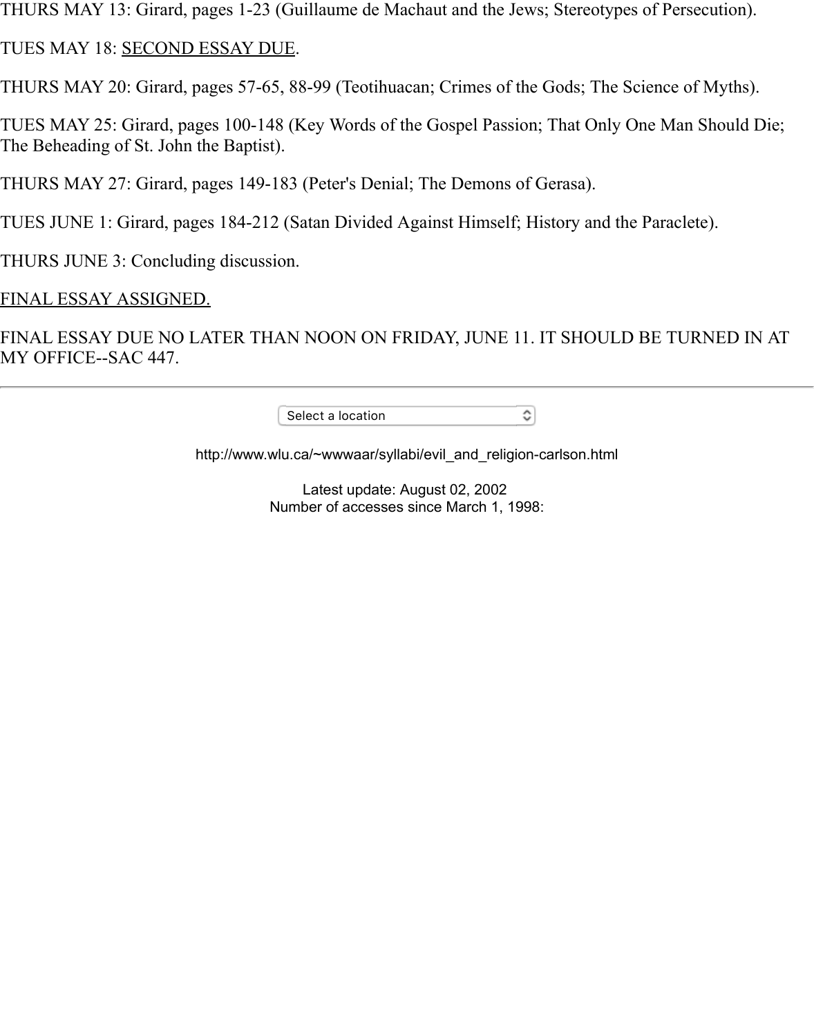THURS MAY 13: Girard, pages 1-23 (Guillaume de Machaut and the Jews; Stereotypes of Persecution).

TUES MAY 18: SECOND ESSAY DUE.

THURS MAY 20: Girard, pages 57-65, 88-99 (Teotihuacan; Crimes of the Gods; The Science of Myths).

TUES MAY 25: Girard, pages 100-148 (Key Words of the Gospel Passion; That Only One Man Should Die; The Beheading of St. John the Baptist).

THURS MAY 27: Girard, pages 149-183 (Peter's Denial; The Demons of Gerasa).

TUES JUNE 1: Girard, pages 184-212 (Satan Divided Against Himself; History and the Paraclete).

THURS JUNE 3: Concluding discussion.

FINAL ESSAY ASSIGNED.

FINAL ESSAY DUE NO LATER THAN NOON ON FRIDAY, JUNE 11. IT SHOULD BE TURNED IN AT MY OFFICE--SAC 447.

---

Select a location

http://www.wlu.ca/~wwwaar/syllabi/evil_and_religion-carlson.html

Latest update: August 02, 2002
Number of accesses since March 1, 1998: